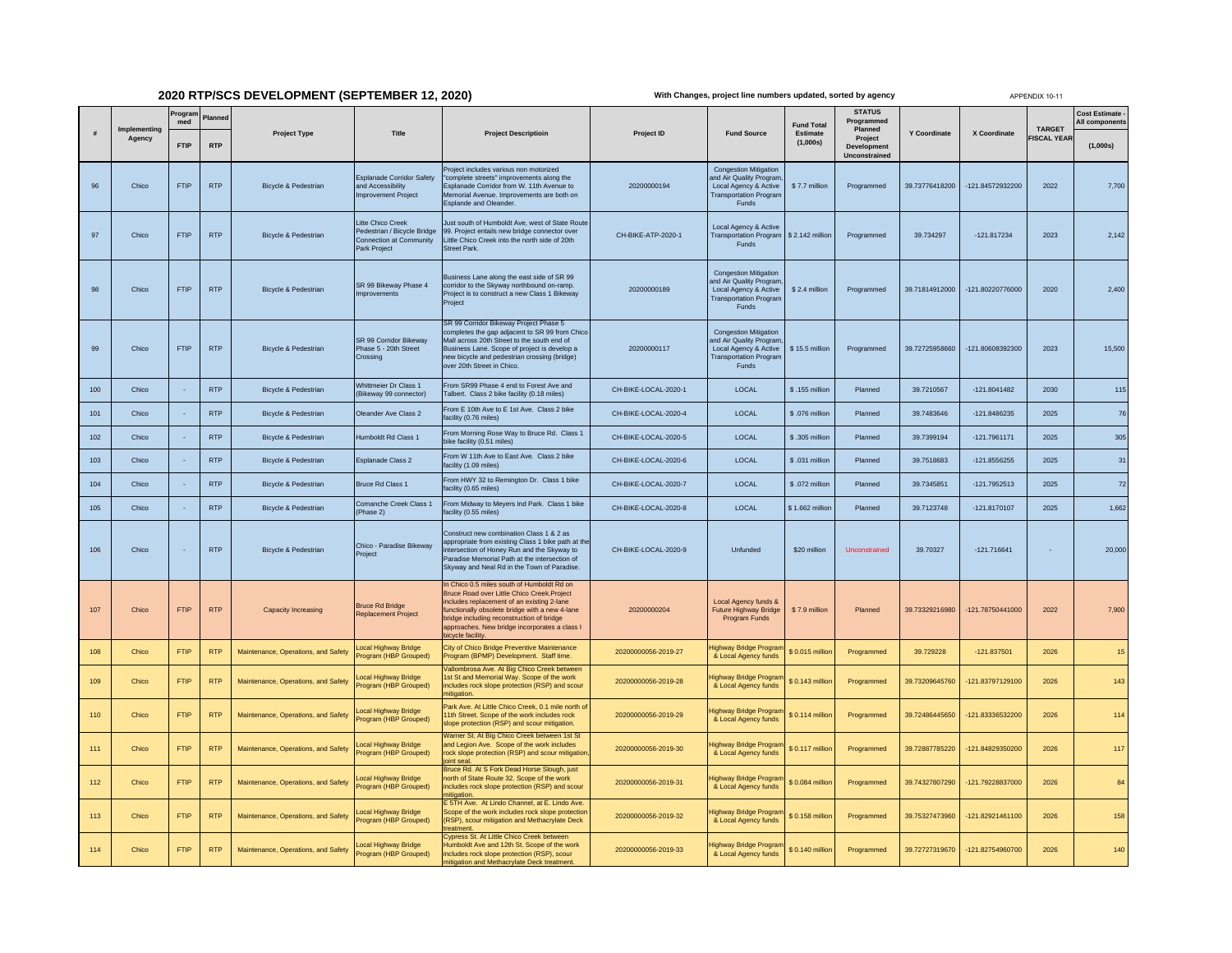# 2020 RTP/SCS DEVELOPMENT (SEPTEMBER 12, 2020)

**With Changes, project line numbers updated, sorted by agency**

APPENDIX 10-11

| # | Implementing Agency | Programmed FTIP | Planned RTP | Project Type | Title | Project Descriptioin | Project ID | Fund Source | Fund Total Estimate (1,000s) | STATUS Programmed Planned Project Development Unconstrained | Y Coordinate | X Coordinate | TARGET FISCAL YEAR | Cost Estimate - All components (1,000s) |
|---|---|---|---|---|---|---|---|---|---|---|---|---|---|---|
| 96 | Chico | FTIP | RTP | Bicycle & Pedestrian | Esplanade Corridor Safety and Accessibility Improvement Project | Project includes various non motorized "complete streets" improvements along the Esplanade Corridor from W. 11th Avenue to Memorial Avenue. Improvements are both on Esplande and Oleander. | 20200000194 | Congestion Mitigation and Air Quality Program, Local Agency & Active Transportation Program Funds | $ 7.7 million | Programmed | 39.73776418200 | -121.84572932200 | 2022 | 7,700 |
| 97 | Chico | FTIP | RTP | Bicycle & Pedestrian | Litte Chico Creek Pedestrian / Bicycle Bridge Connection at Community Park Project | Just south of Humboldt Ave, west of State Route 99. Project entails new bridge connector over Little Chico Creek into the north side of 20th Street Park. | CH-BIKE-ATP-2020-1 | Local Agency & Active Transportation Program Funds | $ 2.142 million | Programmed | 39.734297 | -121.817234 | 2023 | 2,142 |
| 98 | Chico | FTIP | RTP | Bicycle & Pedestrian | SR 99 Bikeway Phase 4 Improvements | Business Lane along the east side of SR 99 corridor to the Skyway northbound on-ramp. Project is to construct a new Class 1 Bikeway Project | 20200000189 | Congestion Mitigation and Air Quality Program, Local Agency & Active Transportation Program Funds | $ 2.4 million | Programmed | 39.71814912000 | -121.80220776000 | 2020 | 2,400 |
| 99 | Chico | FTIP | RTP | Bicycle & Pedestrian | SR 99 Corridor Bikeway Phase 5 - 20th Street Crossing | SR 99 Corridor Bikeway Project Phase 5 completes the gap adjacent to SR 99 from Chico Mall across 20th Street to the south end of Business Lane. Scope of project is develop a new bicycle and pedestrian crossing (bridge) over 20th Street in Chico. | 20200000117 | Congestion Mitigation and Air Quality Program, Local Agency & Active Transportation Program Funds | $ 15.5 million | Programmed | 39.72725958660 | -121.80608392300 | 2023 | 15,500 |
| 100 | Chico | - | RTP | Bicycle & Pedestrian | Whittmeier Dr Class 1 (Bikeway 99 connector) | From SR99 Phase 4 end to Forest Ave and Talbert. Class 2 bike facility (0.18 miles) | CH-BIKE-LOCAL-2020-1 | LOCAL | $ .155 million | Planned | 39.7210567 | -121.8041482 | 2030 | 115 |
| 101 | Chico | - | RTP | Bicycle & Pedestrian | Oleander Ave Class 2 | From E 10th Ave to E 1st Ave. Class 2 bike facility (0.76 miles) | CH-BIKE-LOCAL-2020-4 | LOCAL | $ .076 million | Planned | 39.7483646 | -121.8486235 | 2025 | 76 |
| 102 | Chico | - | RTP | Bicycle & Pedestrian | Humboldt Rd Class 1 | From Morning Rose Way to Bruce Rd. Class 1 bike facility (0.51 miles) | CH-BIKE-LOCAL-2020-5 | LOCAL | $ .305 million | Planned | 39.7399194 | -121.7961171 | 2025 | 305 |
| 103 | Chico | - | RTP | Bicycle & Pedestrian | Esplanade Class 2 | From W 11th Ave to East Ave. Class 2 bike facility (1.09 miles) | CH-BIKE-LOCAL-2020-6 | LOCAL | $ .031 million | Planned | 39.7518683 | -121.8556255 | 2025 | 31 |
| 104 | Chico | - | RTP | Bicycle & Pedestrian | Bruce Rd Class 1 | From HWY 32 to Remington Dr. Class 1 bike facility (0.65 miles) | CH-BIKE-LOCAL-2020-7 | LOCAL | $ .072 million | Planned | 39.7345851 | -121.7952513 | 2025 | 72 |
| 105 | Chico | - | RTP | Bicycle & Pedestrian | Comanche Creek Class 1 (Phase 2) | From Midway to Meyers Ind Park. Class 1 bike facility (0.55 miles) | CH-BIKE-LOCAL-2020-8 | LOCAL | $ 1.662 million | Planned | 39.7123748 | -121.8170107 | 2025 | 1,662 |
| 106 | Chico | - | RTP | Bicycle & Pedestrian | Chico - Paradise Bikeway Project | Construct new combination Class 1 & 2 as appropriate from existing Class 1 bike path at the intersection of Honey Run and the Skyway to Paradise Memorial Path at the intersection of Skyway and Neal Rd in the Town of Paradise. | CH-BIKE-LOCAL-2020-9 | Unfunded | $20 million | Unconstrained | 39.70327 | -121.716641 | - | 20,000 |
| 107 | Chico | FTIP | RTP | Capacity Increasing | Bruce Rd Bridge Replacement Project | In Chico 0.5 miles south of Humboldt Rd on Bruce Road over Little Chico Creek.Project includes replacement of an existing 2-lane functionally obsolete bridge with a new 4-lane bridge including reconstruction of bridge approaches. New bridge incorporates a class I bicycle facility. | 20200000204 | Local Agency funds & Future Highway Bridge Program Funds | $ 7.9 million | Planned | 39.73329216980 | -121.78750441000 | 2022 | 7,900 |
| 108 | Chico | FTIP | RTP | Maintenance, Operations, and Safety | Local Highway Bridge Program (HBP Grouped) | City of Chico Bridge Preventive Maintenance Program (BPMP) Development. Staff time. | 20200000056-2019-27 | Highway Bridge Program & Local Agency funds | $ 0.015 million | Programmed | 39.729228 | -121.837501 | 2026 | 15 |
| 109 | Chico | FTIP | RTP | Maintenance, Operations, and Safety | Local Highway Bridge Program (HBP Grouped) | Vallombrosa Ave. At Big Chico Creek between 1st St and Memorial Way. Scope of the work includes rock slope protection (RSP) and scour mitigation. | 20200000056-2019-28 | Highway Bridge Program & Local Agency funds | $ 0.143 million | Programmed | 39.73209645760 | -121.83797129100 | 2026 | 143 |
| 110 | Chico | FTIP | RTP | Maintenance, Operations, and Safety | Local Highway Bridge Program (HBP Grouped) | Park Ave. At Little Chico Creek, 0.1 mile north of 11th Street. Scope of the work includes rock slope protection (RSP) and scour mitigation. | 20200000056-2019-29 | Highway Bridge Program & Local Agency funds | $ 0.114 million | Programmed | 39.72486445650 | -121.83336532200 | 2026 | 114 |
| 111 | Chico | FTIP | RTP | Maintenance, Operations, and Safety | Local Highway Bridge Program (HBP Grouped) | Warner St. At Big Chico Creek between 1st St and Legion Ave. Scope of the work includes rock slope protection (RSP) and scour mitigation, joint seal. | 20200000056-2019-30 | Highway Bridge Program & Local Agency funds | $ 0.117 million | Programmed | 39.72887785220 | -121.84829350200 | 2026 | 117 |
| 112 | Chico | FTIP | RTP | Maintenance, Operations, and Safety | Local Highway Bridge Program (HBP Grouped) | Bruce Rd. At S Fork Dead Horse Slough, just north of State Route 32. Scope of the work includes rock slope protection (RSP) and scour mitigation. | 20200000056-2019-31 | Highway Bridge Program & Local Agency funds | $ 0.084 million | Programmed | 39.74327807290 | -121.79228837000 | 2026 | 84 |
| 113 | Chico | FTIP | RTP | Maintenance, Operations, and Safety | Local Highway Bridge Program (HBP Grouped) | E 5TH Ave. At Lindo Channel, at E. Lindo Ave. Scope of the work includes rock slope protection (RSP), scour mitigation and Methacrylate Deck treatment. | 20200000056-2019-32 | Highway Bridge Program & Local Agency funds | $ 0.158 million | Programmed | 39.75327473960 | -121.82921461100 | 2026 | 158 |
| 114 | Chico | FTIP | RTP | Maintenance, Operations, and Safety | Local Highway Bridge Program (HBP Grouped) | Cypress St. At Little Chico Creek between Humboldt Ave and 12th St. Scope of the work includes rock slope protection (RSP), scour mitigation and Methacrylate Deck treatment. | 20200000056-2019-33 | Highway Bridge Program & Local Agency funds | $ 0.140 million | Programmed | 39.72727319670 | -121.82754960700 | 2026 | 140 |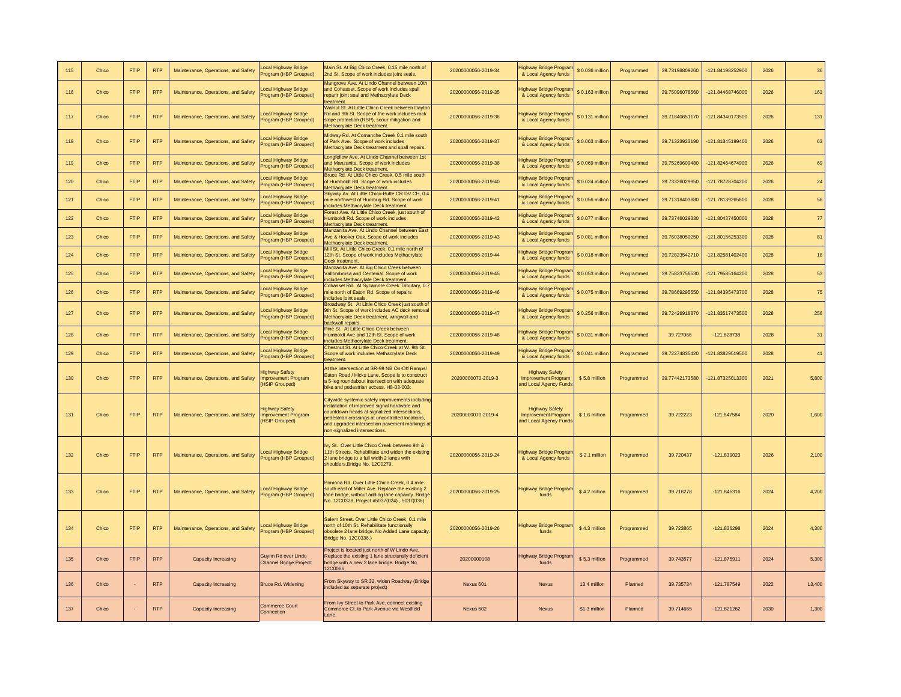| 115 | Chico | FTIP | RTP | Maintenance, Operations, and Safety | Local Highway Bridge Program (HBP Grouped) | Main St. At Big Chico Creek, 0.15 mile north of 2nd St. Scope of work includes joint seals. | 20200000056-2019-34 | Highway Bridge Program & Local Agency funds | $ 0.036 million | Programmed | 39.73198809260 | -121.84198252900 | 2026 | 36 |
|---|---|---|---|---|---|---|---|---|---|---|---|---|---|---|
| 116 | Chico | FTIP | RTP | Maintenance, Operations, and Safety | Local Highway Bridge Program (HBP Grouped) | Mangrove Ave. At Lindo Channel between 10th and Cohasset. Scope of work includes spall repair joint seal and Methacrylate Deck treatment. | 20200000056-2019-35 | Highway Bridge Program & Local Agency funds | $ 0.163 million | Programmed | 39.75096078560 | -121.84468746000 | 2026 | 163 |
| 117 | Chico | FTIP | RTP | Maintenance, Operations, and Safety | Local Highway Bridge Program (HBP Grouped) | Walnut St. At Little Chico Creek between Dayton Rd and 9th St. Scope of the work includes rock slope protection (RSP), scour mitigation and Methacrylate Deck treatment. | 20200000056-2019-36 | Highway Bridge Program & Local Agency funds | $ 0.131 million | Programmed | 39.71840651170 | -121.84340173500 | 2026 | 131 |
| 118 | Chico | FTIP | RTP | Maintenance, Operations, and Safety | Local Highway Bridge Program (HBP Grouped) | Midway Rd. At Comanche Creek 0.1 mile south of Park Ave.  Scope of work includes Methacrylate Deck treatment and spall repairs. | 20200000056-2019-37 | Highway Bridge Program & Local Agency funds | $ 0.063 million | Programmed | 39.71323923190 | -121.81345199400 | 2026 | 63 |
| 119 | Chico | FTIP | RTP | Maintenance, Operations, and Safety | Local Highway Bridge Program (HBP Grouped) | Longfellow Ave. At Lindo Channel between 1st and Manzanita. Scope of work includes Methacrylate Deck treatment. | 20200000056-2019-38 | Highway Bridge Program & Local Agency funds | $ 0.069 million | Programmed | 39.75269609480 | -121.82464674900 | 2026 | 69 |
| 120 | Chico | FTIP | RTP | Maintenance, Operations, and Safety | Local Highway Bridge Program (HBP Grouped) | Bruce Rd. At Little Chico Creek, 0.5 mile south of Humboldt Rd. Scope of work includes Methacrylate Deck treatment. | 20200000056-2019-40 | Highway Bridge Program & Local Agency funds | $ 0.024 million | Programmed | 39.73326029950 | -121.78728704200 | 2026 | 24 |
| 121 | Chico | FTIP | RTP | Maintenance, Operations, and Safety | Local Highway Bridge Program (HBP Grouped) | Skyway Av. At Little Chico-Butte CR DV CH, 0.4 mile northwest of Humbug Rd. Scope of work includes Methacrylate Deck treatment. | 20200000056-2019-41 | Highway Bridge Program & Local Agency funds | $ 0.056 million | Programmed | 39.71318403880 | -121.78139265800 | 2028 | 56 |
| 122 | Chico | FTIP | RTP | Maintenance, Operations, and Safety | Local Highway Bridge Program (HBP Grouped) | Forest Ave. At Little Chico Creek, just south of Humboldt Rd. Scope of work includes Methacrylate Deck treatment. | 20200000056-2019-42 | Highway Bridge Program & Local Agency funds | $ 0.077 million | Programmed | 39.73746029330 | -121.80437450000 | 2028 | 77 |
| 123 | Chico | FTIP | RTP | Maintenance, Operations, and Safety | Local Highway Bridge Program (HBP Grouped) | Manzanita Ave. At Lindo Channel between East Ave & Hooker Oak. Scope of work includes Methacrylate Deck treatment. | 20200000056-2019-43 | Highway Bridge Program & Local Agency funds | $ 0.081 million | Programmed | 39.76038050250 | -121.80156253300 | 2028 | 81 |
| 124 | Chico | FTIP | RTP | Maintenance, Operations, and Safety | Local Highway Bridge Program (HBP Grouped) | Mill St. At Little Chico Creek, 0.1 mile north of 12th St. Scope of work includes Methacrylate Deck treatment. | 20200000056-2019-44 | Highway Bridge Program & Local Agency funds | $ 0.018 million | Programmed | 39.72823542710 | -121.82581402400 | 2028 | 18 |
| 125 | Chico | FTIP | RTP | Maintenance, Operations, and Safety | Local Highway Bridge Program (HBP Grouped) | Manzanita Ave. At Big Chico Creek between Vallombrosa and Centenial. Scope of work includes Methacrylate Deck treatment. | 20200000056-2019-45 | Highway Bridge Program & Local Agency funds | $ 0.053 million | Programmed | 39.75823756530 | -121.79585164200 | 2028 | 53 |
| 126 | Chico | FTIP | RTP | Maintenance, Operations, and Safety | Local Highway Bridge Program (HBP Grouped) | Cohasset Rd. At Sycamore Creek Tributary, 0.7 mile north of Eaton Rd. Scope of repairs includes joint seals. | 20200000056-2019-46 | Highway Bridge Program & Local Agency funds | $ 0.075 million | Programmed | 39.78669295550 | -121.84395473700 | 2028 | 75 |
| 127 | Chico | FTIP | RTP | Maintenance, Operations, and Safety | Local Highway Bridge Program (HBP Grouped) | Broadway St.  At Little Chico Creek just south of 9th St. Scope of work includes AC deck removal Methacrylate Deck treatment, wingwall and backwall repairs. | 20200000056-2019-47 | Highway Bridge Program & Local Agency funds | $ 0.256 million | Programmed | 39.72426918870 | -121.83517473500 | 2028 | 256 |
| 128 | Chico | FTIP | RTP | Maintenance, Operations, and Safety | Local Highway Bridge Program (HBP Grouped) | Pine St.  At Little Chico Creek between Humboldt Ave and 12th St. Scope of work includes Methacrylate Deck treatment. | 20200000056-2019-48 | Highway Bridge Program & Local Agency funds | $ 0.031 million | Programmed | 39.727066 | -121.828738 | 2028 | 31 |
| 129 | Chico | FTIP | RTP | Maintenance, Operations, and Safety | Local Highway Bridge Program (HBP Grouped) | Chestnut St. At Little Chico Creek at W. 9th St. Scope of work includes Methacrylate Deck treatment. | 20200000056-2019-49 | Highway Bridge Program & Local Agency funds | $ 0.041 million | Programmed | 39.72274835420 | -121.83829519500 | 2028 | 41 |
| 130 | Chico | FTIP | RTP | Maintenance, Operations, and Safety | Highway Safety Improvement Program (HSIP Grouped) | At the intersection at SR-99 NB On-Off Ramps/ Eaton Road / Hicks Lane. Scope is to construct a 5-leg roundabout intersection with adequate bike and pedestrian access. H8-03-003: | 20200000070-2019-3 | Highway Safety Improvement Program and Local Agency Funds | $ 5.8 million | Programmed | 39.77442173580 | -121.87325013300 | 2021 | 5,800 |
| 131 | Chico | FTIP | RTP | Maintenance, Operations, and Safety | Highway Safety Improvement Program (HSIP Grouped) | Citywide systemic safety improvements including installation of improved signal hardware and countdown heads at signalized intersections, pedestrian crossings at uncontrolled locations, and upgraded intersection pavement markings at non-signalized intersections. | 20200000070-2019-4 | Highway Safety Improvement Program and Local Agency Funds | $ 1.6 million | Programmed | 39.722223 | -121.847584 | 2020 | 1,600 |
| 132 | Chico | FTIP | RTP | Maintenance, Operations, and Safety | Local Highway Bridge Program (HBP Grouped) | Ivy St.  Over Little Chico Creek between 9th & 11th Streets. Rehabilitate and widen the existing 2 lane bridge to a full width 2 lanes with shoulders.Bridge No. 12C0279. | 20200000056-2019-24 | Highway Bridge Program & Local Agency funds | $ 2.1 million | Programmed | 39.720437 | -121.839023 | 2026 | 2,100 |
| 133 | Chico | FTIP | RTP | Maintenance, Operations, and Safety | Local Highway Bridge Program (HBP Grouped) | Pomona Rd. Over Little Chico Creek, 0.4 mile south east of Miller Ave. Replace the existing 2 lane bridge, without adding lane capacity. Bridge No. 12C0328, Project #5037(024) , 5037(036) | 20200000056-2019-25 | Highway Bridge Program funds | $ 4.2 million | Programmed | 39.716278 | -121.845316 | 2024 | 4,200 |
| 134 | Chico | FTIP | RTP | Maintenance, Operations, and Safety | Local Highway Bridge Program (HBP Grouped) | Salem Street. Over Little Chico Creek, 0.1 mile north of 10th St. Rehabilitate functionally obsolete 2 lane bridge. No Added Lane capacity. Bridge No. 12C0336.) | 20200000056-2019-26 | Highway Bridge Program funds | $ 4.3 million | Programmed | 39.723865 | -121.836298 | 2024 | 4,300 |
| 135 | Chico | FTIP | RTP | Capacity Increasing | Guynn Rd over Lindo Channel Bridge Project | Project is located just north of W Lindo Ave. Replace the existing 1 lane structurally deficient bridge with a new 2 lane bridge. Bridge No 12C0066 | 20200000108 | Highway Bridge Program funds | $ 5.3 million | Programmed | 39.743577 | -121.875911 | 2024 | 5,300 |
| 136 | Chico | - | RTP | Capacity Increasing | Bruce Rd. Widening | From Skyway to SR 32, widen Roadway (Bridge included as separate project) | Nexus 601 | Nexus | 13.4 million | Planned | 39.735734 | -121.787549 | 2022 | 13,400 |
| 137 | Chico | - | RTP | Capacity Increasing | Commerce Court Connection | From Ivy Street to Park Ave. connect existing Commerce Ct. to Park Avenue via Westfield Lane. | Nexus 602 | Nexus | $1.3 million | Planned | 39.714665 | -121.821262 | 2030 | 1,300 |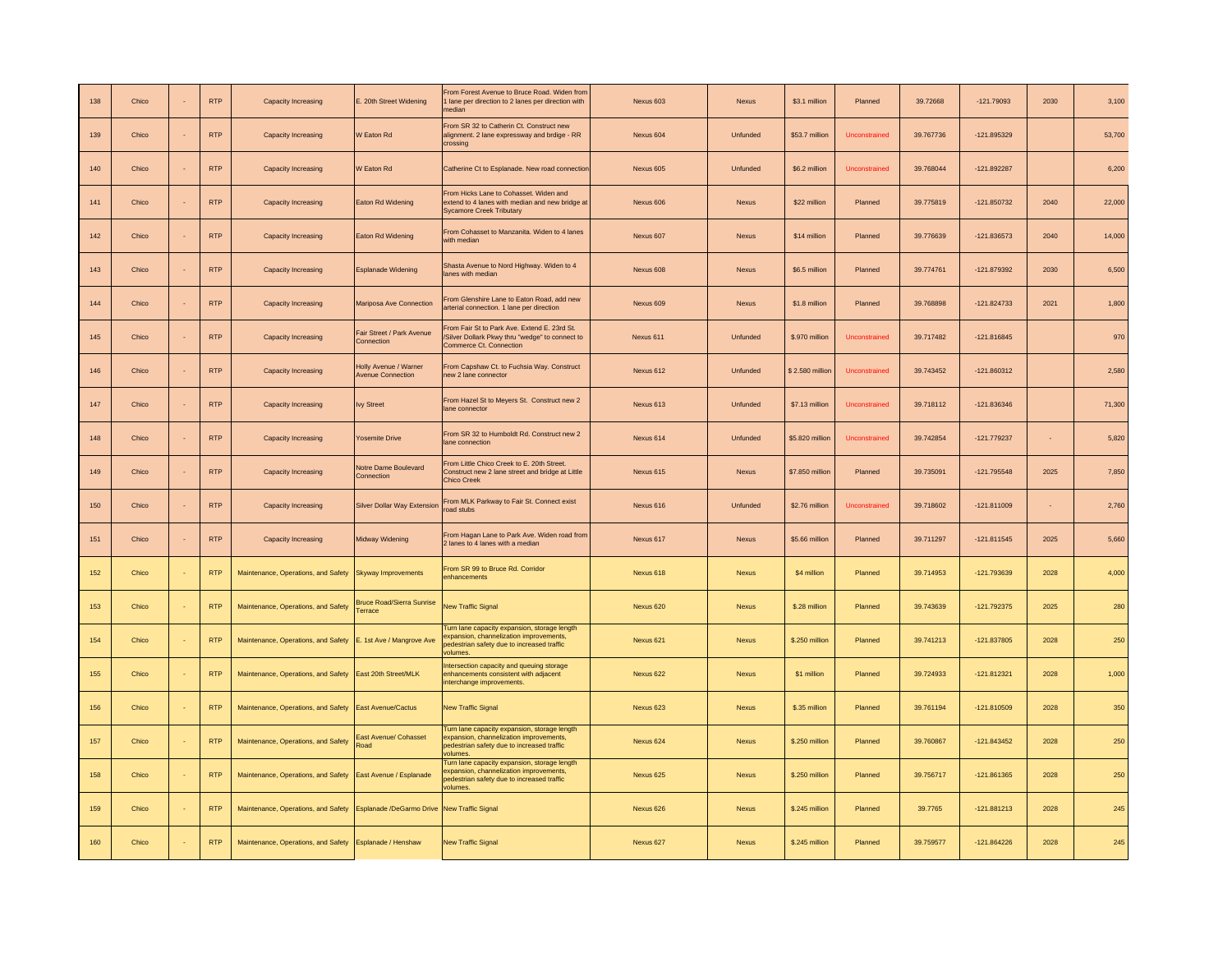| | | | | | | | | | | | | | | |
|---|---|---|---|---|---|---|---|---|---|---|---|---|---|---|
| 138 | Chico | - | RTP | Capacity Increasing | E. 20th Street Widening | From Forest Avenue to Bruce Road. Widen from 1 lane per direction to 2 lanes per direction with median | Nexus 603 | Nexus | $3.1 million | Planned | 39.72668 | -121.79093 | 2030 | 3,100 |
| 139 | Chico | - | RTP | Capacity Increasing | W Eaton Rd | From SR 32 to Catherin Ct. Construct new alignment. 2 lane expressway and brdige - RR crossing | Nexus 604 | Unfunded | $53.7 million | Unconstrained | 39.767736 | -121.895329 | | 53,700 |
| 140 | Chico | - | RTP | Capacity Increasing | W Eaton Rd | Catherine Ct to Esplanade. New road connection | Nexus 605 | Unfunded | $6.2 million | Unconstrained | 39.768044 | -121.892287 | | 6,200 |
| 141 | Chico | - | RTP | Capacity Increasing | Eaton Rd Widening | From Hicks Lane to Cohasset. Widen and extend to 4 lanes with median and new bridge at Sycamore Creek Tributary | Nexus 606 | Nexus | $22 million | Planned | 39.775819 | -121.850732 | 2040 | 22,000 |
| 142 | Chico | - | RTP | Capacity Increasing | Eaton Rd Widening | From Cohasset to Manzanita. Widen to 4 lanes with median | Nexus 607 | Nexus | $14 million | Planned | 39.776639 | -121.836573 | 2040 | 14,000 |
| 143 | Chico | - | RTP | Capacity Increasing | Esplanade Widening | Shasta Avenue to Nord Highway. Widen to 4 lanes with median | Nexus 608 | Nexus | $6.5 million | Planned | 39.774761 | -121.879392 | 2030 | 6,500 |
| 144 | Chico | - | RTP | Capacity Increasing | Mariposa Ave Connection | From Glenshire Lane to Eaton Road, add new arterial connection. 1 lane per direction | Nexus 609 | Nexus | $1.8 million | Planned | 39.768898 | -121.824733 | 2021 | 1,800 |
| 145 | Chico | - | RTP | Capacity Increasing | Fair Street / Park Avenue Connection | From Fair St to Park Ave. Extend E. 23rd St. /Silver Dollark Pkwy thru "wedge" to connect to Commerce Ct. Connection | Nexus 611 | Unfunded | $.970 million | Unconstrained | 39.717482 | -121.816845 | | 970 |
| 146 | Chico | - | RTP | Capacity Increasing | Holly Avenue / Warner Avenue Connection | From Capshaw Ct. to Fuchsia Way. Construct new 2 lane connector | Nexus 612 | Unfunded | $ 2.580 million | Unconstrained | 39.743452 | -121.860312 | | 2,580 |
| 147 | Chico | - | RTP | Capacity Increasing | Ivy Street | From Hazel St to Meyers St. Construct new 2 lane connector | Nexus 613 | Unfunded | $7.13 million | Unconstrained | 39.718112 | -121.836346 | | 71,300 |
| 148 | Chico | - | RTP | Capacity Increasing | Yosemite Drive | From SR 32 to Humboldt Rd. Construct new 2 lane connection | Nexus 614 | Unfunded | $5.820 million | Unconstrained | 39.742854 | -121.779237 | - | 5,820 |
| 149 | Chico | - | RTP | Capacity Increasing | Notre Dame Boulevard Connection | From Little Chico Creek to E. 20th Street. Construct new 2 lane street and bridge at Little Chico Creek | Nexus 615 | Nexus | $7.850 million | Planned | 39.735091 | -121.795548 | 2025 | 7,850 |
| 150 | Chico | - | RTP | Capacity Increasing | Silver Dollar Way Extension | From MLK Parkway to Fair St. Connect exist road stubs | Nexus 616 | Unfunded | $2.76 million | Unconstrained | 39.718602 | -121.811009 | - | 2,760 |
| 151 | Chico | - | RTP | Capacity Increasing | Midway Widening | From Hagan Lane to Park Ave. Widen road from 2 lanes to 4 lanes with a median | Nexus 617 | Nexus | $5.66 million | Planned | 39.711297 | -121.811545 | 2025 | 5,660 |
| 152 | Chico | - | RTP | Maintenance, Operations, and Safety | Skyway Improvements | From SR 99 to Bruce Rd. Corridor enhancements | Nexus 618 | Nexus | $4 million | Planned | 39.714953 | -121.793639 | 2028 | 4,000 |
| 153 | Chico | - | RTP | Maintenance, Operations, and Safety | Bruce Road/Sierra Sunrise Terrace | New Traffic Signal | Nexus 620 | Nexus | $.28 million | Planned | 39.743639 | -121.792375 | 2025 | 280 |
| 154 | Chico | - | RTP | Maintenance, Operations, and Safety | E. 1st Ave / Mangrove Ave | Turn lane capacity expansion, storage length expansion, channelization improvements, pedestrian safety due to increased traffic volumes. | Nexus 621 | Nexus | $.250 million | Planned | 39.741213 | -121.837805 | 2028 | 250 |
| 155 | Chico | - | RTP | Maintenance, Operations, and Safety | East 20th Street/MLK | Intersection capacity and queuing storage enhancements consistent with adjacent interchange improvements. | Nexus 622 | Nexus | $1 million | Planned | 39.724933 | -121.812321 | 2028 | 1,000 |
| 156 | Chico | - | RTP | Maintenance, Operations, and Safety | East Avenue/Cactus | New Traffic Signal | Nexus 623 | Nexus | $.35 million | Planned | 39.761194 | -121.810509 | 2028 | 350 |
| 157 | Chico | - | RTP | Maintenance, Operations, and Safety | East Avenue/ Cohasset Road | Turn lane capacity expansion, storage length expansion, channelization improvements, pedestrian safety due to increased traffic volumes. | Nexus 624 | Nexus | $.250 million | Planned | 39.760867 | -121.843452 | 2028 | 250 |
| 158 | Chico | - | RTP | Maintenance, Operations, and Safety | East Avenue / Esplanade | Turn lane capacity expansion, storage length expansion, channelization improvements, pedestrian safety due to increased traffic volumes. | Nexus 625 | Nexus | $.250 million | Planned | 39.756717 | -121.861365 | 2028 | 250 |
| 159 | Chico | - | RTP | Maintenance, Operations, and Safety | Esplanade /DeGarmo Drive | New Traffic Signal | Nexus 626 | Nexus | $.245 million | Planned | 39.7765 | -121.881213 | 2028 | 245 |
| 160 | Chico | - | RTP | Maintenance, Operations, and Safety | Esplanade / Henshaw | New Traffic Signal | Nexus 627 | Nexus | $.245 million | Planned | 39.759577 | -121.864226 | 2028 | 245 |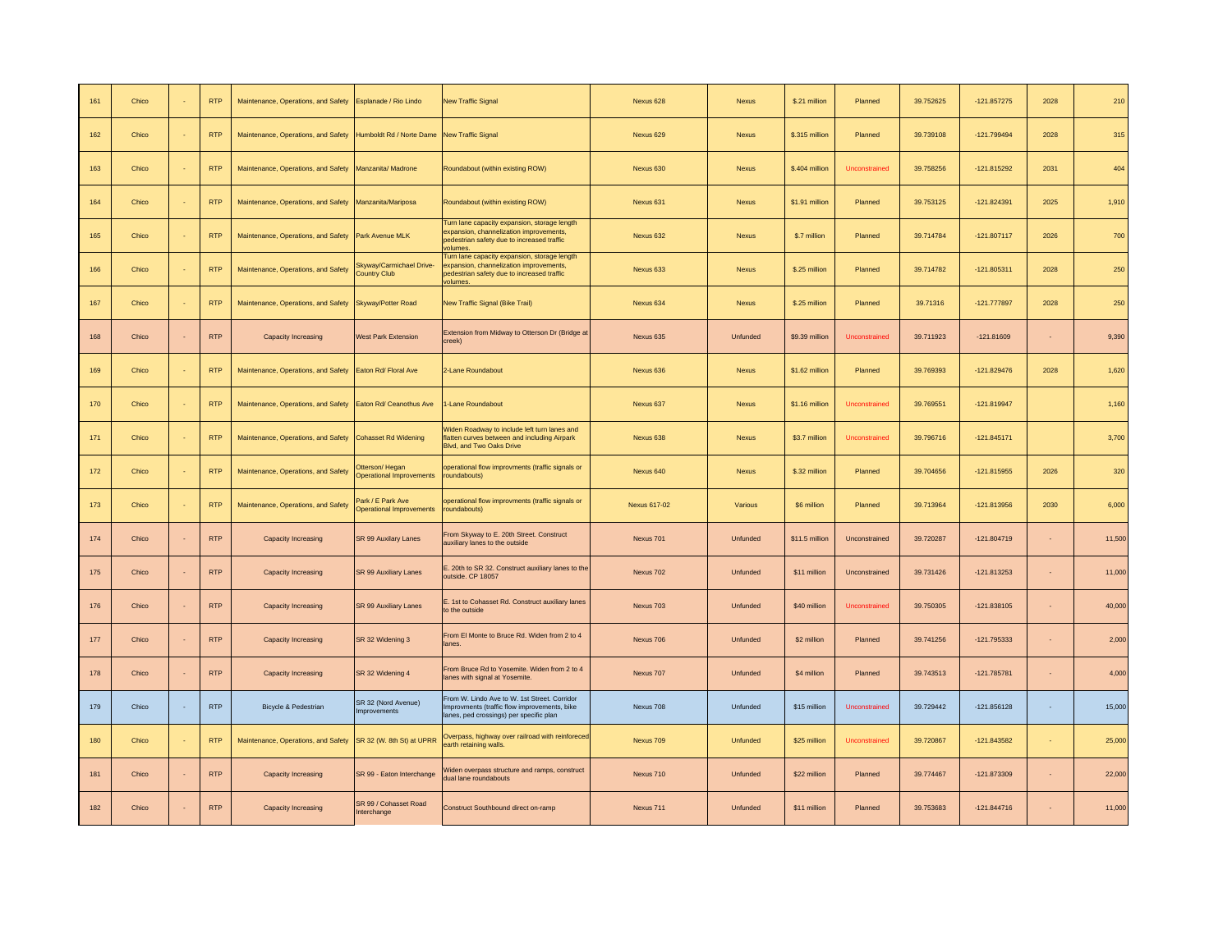| 161 | Chico | - | RTP | Maintenance, Operations, and Safety | Esplanade / Rio Lindo | New Traffic Signal | Nexus 628 | Nexus | $.21 million | Planned | 39.752625 | -121.857275 | 2028 | 210 |
|---|---|---|---|---|---|---|---|---|---|---|---|---|---|---|
| 162 | Chico | - | RTP | Maintenance, Operations, and Safety | Humboldt Rd / Norte Dame | New Traffic Signal | Nexus 629 | Nexus | $.315 million | Planned | 39.739108 | -121.799494 | 2028 | 315 |
| 163 | Chico | - | RTP | Maintenance, Operations, and Safety | Manzanita/ Madrone | Roundabout (within existing ROW) | Nexus 630 | Nexus | $.404 million | Unconstrained | 39.758256 | -121.815292 | 2031 | 404 |
| 164 | Chico | - | RTP | Maintenance, Operations, and Safety | Manzanita/Mariposa | Roundabout (within existing ROW) | Nexus 631 | Nexus | $1.91 million | Planned | 39.753125 | -121.824391 | 2025 | 1,910 |
| 165 | Chico | - | RTP | Maintenance, Operations, and Safety | Park Avenue MLK | Turn lane capacity expansion, storage length expansion, channelization improvements, pedestrian safety due to increased traffic volumes. | Nexus 632 | Nexus | $.7 million | Planned | 39.714784 | -121.807117 | 2026 | 700 |
| 166 | Chico | - | RTP | Maintenance, Operations, and Safety | Skyway/Carmichael Drive-Country Club | Turn lane capacity expansion, storage length expansion, channelization improvements, pedestrian safety due to increased traffic volumes. | Nexus 633 | Nexus | $.25 million | Planned | 39.714782 | -121.805311 | 2028 | 250 |
| 167 | Chico | - | RTP | Maintenance, Operations, and Safety | Skyway/Potter Road | New Traffic Signal (Bike Trail) | Nexus 634 | Nexus | $.25 million | Planned | 39.71316 | -121.777897 | 2028 | 250 |
| 168 | Chico | - | RTP | Capacity Increasing | West Park Extension | Extension from Midway to Otterson Dr (Bridge at creek) | Nexus 635 | Unfunded | $9.39 million | Unconstrained | 39.711923 | -121.81609 | - | 9,390 |
| 169 | Chico | - | RTP | Maintenance, Operations, and Safety | Eaton Rd/ Floral Ave | 2-Lane Roundabout | Nexus 636 | Nexus | $1.62 million | Planned | 39.769393 | -121.829476 | 2028 | 1,620 |
| 170 | Chico | - | RTP | Maintenance, Operations, and Safety | Eaton Rd/ Ceanothus Ave | 1-Lane Roundabout | Nexus 637 | Nexus | $1.16 million | Unconstrained | 39.769551 | -121.819947 | | 1,160 |
| 171 | Chico | - | RTP | Maintenance, Operations, and Safety | Cohasset Rd Widening | Widen Roadway to include left turn lanes and flatten curves between and including Airpark Blvd, and Two Oaks Drive | Nexus 638 | Nexus | $3.7 million | Unconstrained | 39.796716 | -121.845171 | | 3,700 |
| 172 | Chico | - | RTP | Maintenance, Operations, and Safety | Otterson/ Hegan Operational Improvements | operational flow improvments (traffic signals or roundabouts) | Nexus 640 | Nexus | $.32 million | Planned | 39.704656 | -121.815955 | 2026 | 320 |
| 173 | Chico | - | RTP | Maintenance, Operations, and Safety | Park / E Park Ave Operational Improvements | operational flow improvments (traffic signals or roundabouts) | Nexus 617-02 | Various | $6 million | Planned | 39.713964 | -121.813956 | 2030 | 6,000 |
| 174 | Chico | - | RTP | Capacity Increasing | SR 99 Auxilary Lanes | From Skyway to E. 20th Street. Construct auxiliary lanes to the outside | Nexus 701 | Unfunded | $11.5 million | Unconstrained | 39.720287 | -121.804719 | - | 11,500 |
| 175 | Chico | - | RTP | Capacity Increasing | SR 99 Auxiliary Lanes | E. 20th to SR 32. Construct auxiliary lanes to the outside. CP 18057 | Nexus 702 | Unfunded | $11 million | Unconstrained | 39.731426 | -121.813253 | - | 11,000 |
| 176 | Chico | - | RTP | Capacity Increasing | SR 99 Auxiliary Lanes | E. 1st to Cohasset Rd. Construct auxiliary lanes to the outside | Nexus 703 | Unfunded | $40 million | Unconstrained | 39.750305 | -121.838105 | - | 40,000 |
| 177 | Chico | - | RTP | Capacity Increasing | SR 32 Widening 3 | From El Monte to Bruce Rd. Widen from 2 to 4 lanes. | Nexus 706 | Unfunded | $2 million | Planned | 39.741256 | -121.795333 | - | 2,000 |
| 178 | Chico | - | RTP | Capacity Increasing | SR 32 Widening 4 | From Bruce Rd to Yosemite. Widen from 2 to 4 lanes with signal at Yosemite. | Nexus 707 | Unfunded | $4 million | Planned | 39.743513 | -121.785781 | - | 4,000 |
| 179 | Chico | - | RTP | Bicycle & Pedestrian | SR 32 (Nord Avenue) Improvements | From W. Lindo Ave to W. 1st Street. Corridor Improvments (traffic flow improvements, bike lanes, ped crossings) per specific plan | Nexus 708 | Unfunded | $15 million | Unconstrained | 39.729442 | -121.856128 | - | 15,000 |
| 180 | Chico | - | RTP | Maintenance, Operations, and Safety | SR 32 (W. 8th St) at UPRR | Overpass, highway over railroad with reinforeced earth retaining walls. | Nexus 709 | Unfunded | $25 million | Unconstrained | 39.720867 | -121.843582 | - | 25,000 |
| 181 | Chico | - | RTP | Capacity Increasing | SR 99 - Eaton Interchange | Widen overpass structure and ramps, construct dual lane roundabouts | Nexus 710 | Unfunded | $22 million | Planned | 39.774467 | -121.873309 | - | 22,000 |
| 182 | Chico | - | RTP | Capacity Increasing | SR 99 / Cohasset Road Interchange | Construct Southbound direct on-ramp | Nexus 711 | Unfunded | $11 million | Planned | 39.753683 | -121.844716 | - | 11,000 |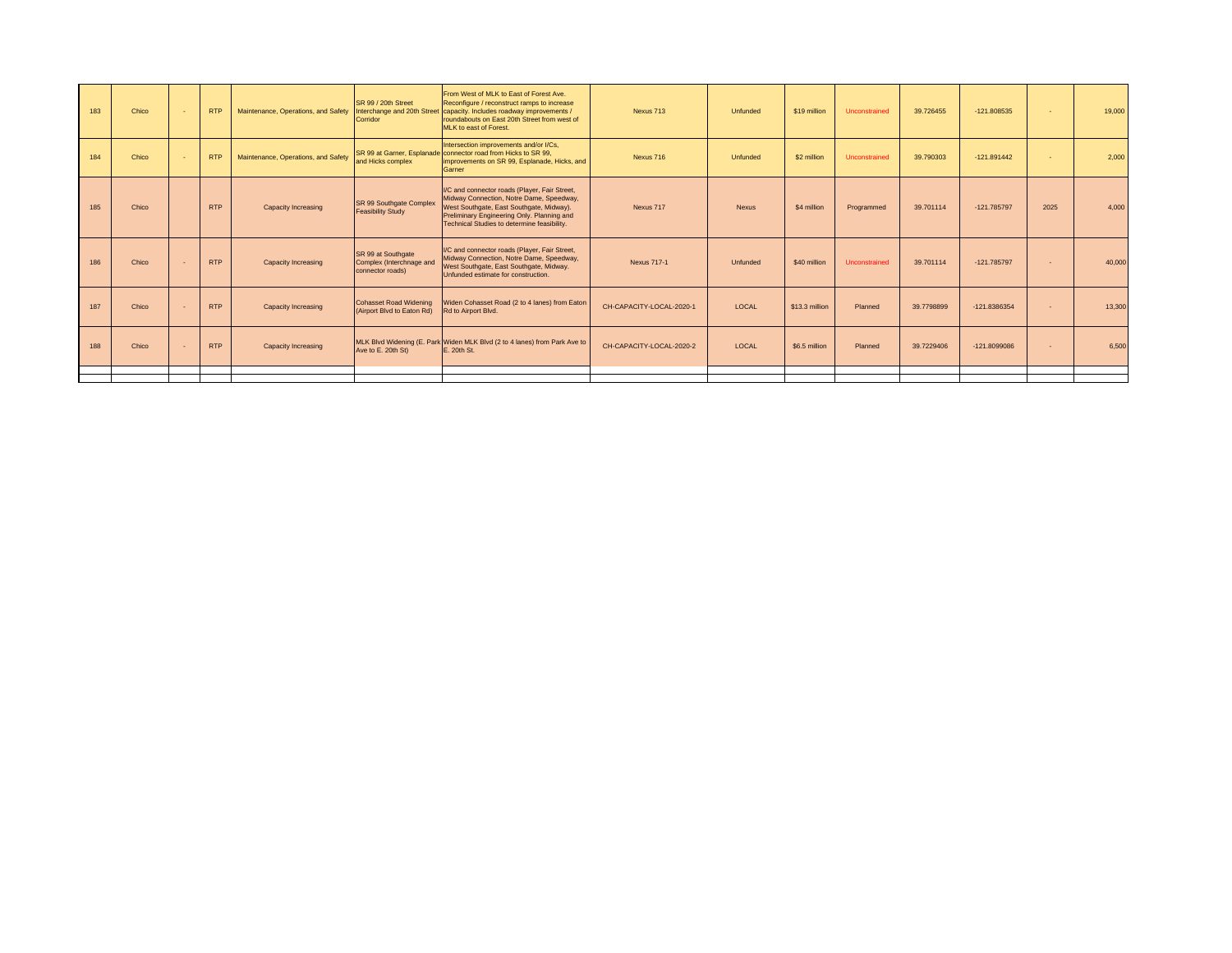| | | | | | | | | | | | | | | |
|---|---|---|---|---|---|---|---|---|---|---|---|---|---|---|
| 183 | Chico | - | RTP | Maintenance, Operations, and Safety | SR 99 / 20th Street Interchange and 20th Street Corridor | From West of MLK to East of Forest Ave. Reconfigure / reconstruct ramps to increase capacity. Includes roadway improvements / roundabouts on East 20th Street from west of MLK to east of Forest. | Nexus 713 | Unfunded | $19 million | Unconstrained | 39.726455 | -121.808535 | - | 19,000 |
| 184 | Chico | - | RTP | Maintenance, Operations, and Safety | SR 99 at Garner, Esplanade and Hicks complex | Intersection improvements and/or I/Cs, connector road from Hicks to SR 99, improvements on SR 99, Esplanade, Hicks, and Garner | Nexus 716 | Unfunded | $2 million | Unconstrained | 39.790303 | -121.891442 | - | 2,000 |
| 185 | Chico | | RTP | Capacity Increasing | SR 99 Southgate Complex Feasibility Study | I/C and connector roads (Player, Fair Street, Midway Connection, Notre Dame, Speedway, West Southgate, East Southgate, Midway). Preliminary Engineering Only. Planning and Technical Studies to determine feasibility. | Nexus 717 | Nexus | $4 million | Programmed | 39.701114 | -121.785797 | 2025 | 4,000 |
| 186 | Chico | - | RTP | Capacity Increasing | SR 99 at Southgate Complex (Interchnage and connector roads) | I/C and connector roads (Player, Fair Street, Midway Connection, Notre Dame, Speedway, West Southgate, East Southgate, Midway. Unfunded estimate for construction. | Nexus 717-1 | Unfunded | $40 million | Unconstrained | 39.701114 | -121.785797 | - | 40,000 |
| 187 | Chico | - | RTP | Capacity Increasing | Cohasset Road Widening (Airport Blvd to Eaton Rd) | Widen Cohasset Road (2 to 4 lanes) from Eaton Rd to Airport Blvd. | CH-CAPACITY-LOCAL-2020-1 | LOCAL | $13.3 million | Planned | 39.7798899 | -121.8386354 | - | 13,300 |
| 188 | Chico | - | RTP | Capacity Increasing | MLK Blvd Widening (E. Park Ave to E. 20th St) | Widen MLK Blvd (2 to 4 lanes) from Park Ave to E. 20th St. | CH-CAPACITY-LOCAL-2020-2 | LOCAL | $6.5 million | Planned | 39.7229406 | -121.8099086 | - | 6,500 |